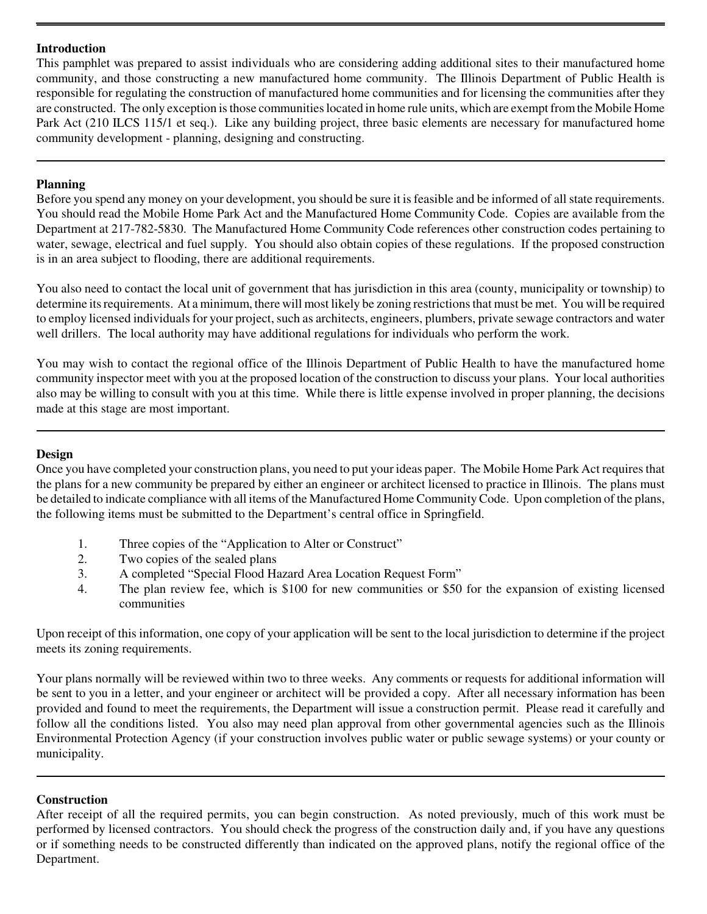## Introduction

This pamphlet was prepared to assist individuals who are considering adding additional sites to their manufactured home community, and those constructing a new manufactured home community. The Illinois Department of Public Health is responsible for regulating the construction of manufactured home communities and for licensing the communities after they are constructed. The only exception is those communities located in home rule units, which are exempt from the Mobile Home Park Act (210 ILCS 115/1 et seq.). Like any building project, three basic elements are necessary for manufactured home community development - planning, designing and constructing.

---

## Planning

Before you spend any money on your development, you should be sure it is feasible and be informed of all state requirements. You should read the Mobile Home Park Act and the Manufactured Home Community Code. Copies are available from the Department at 217-782-5830. The Manufactured Home Community Code references other construction codes pertaining to water, sewage, electrical and fuel supply. You should also obtain copies of these regulations. If the proposed construction is in an area subject to flooding, there are additional requirements.

You also need to contact the local unit of government that has jurisdiction in this area (county, municipality or township) to determine its requirements. At a minimum, there will most likely be zoning restrictions that must be met. You will be required to employ licensed individuals for your project, such as architects, engineers, plumbers, private sewage contractors and water well drillers. The local authority may have additional regulations for individuals who perform the work.

You may wish to contact the regional office of the Illinois Department of Public Health to have the manufactured home community inspector meet with you at the proposed location of the construction to discuss your plans. Your local authorities also may be willing to consult with you at this time. While there is little expense involved in proper planning, the decisions made at this stage are most important.

---

## Design

Once you have completed your construction plans, you need to put your ideas paper. The Mobile Home Park Act requires that the plans for a new community be prepared by either an engineer or architect licensed to practice in Illinois. The plans must be detailed to indicate compliance with all items of the Manufactured Home Community Code. Upon completion of the plans, the following items must be submitted to the Department's central office in Springfield.

1. Three copies of the "Application to Alter or Construct"
2. Two copies of the sealed plans
3. A completed "Special Flood Hazard Area Location Request Form"
4. The plan review fee, which is $100 for new communities or $50 for the expansion of existing licensed communities

Upon receipt of this information, one copy of your application will be sent to the local jurisdiction to determine if the project meets its zoning requirements.

Your plans normally will be reviewed within two to three weeks. Any comments or requests for additional information will be sent to you in a letter, and your engineer or architect will be provided a copy. After all necessary information has been provided and found to meet the requirements, the Department will issue a construction permit. Please read it carefully and follow all the conditions listed. You also may need plan approval from other governmental agencies such as the Illinois Environmental Protection Agency (if your construction involves public water or public sewage systems) or your county or municipality.

---

## Construction

After receipt of all the required permits, you can begin construction. As noted previously, much of this work must be performed by licensed contractors. You should check the progress of the construction daily and, if you have any questions or if something needs to be constructed differently than indicated on the approved plans, notify the regional office of the Department.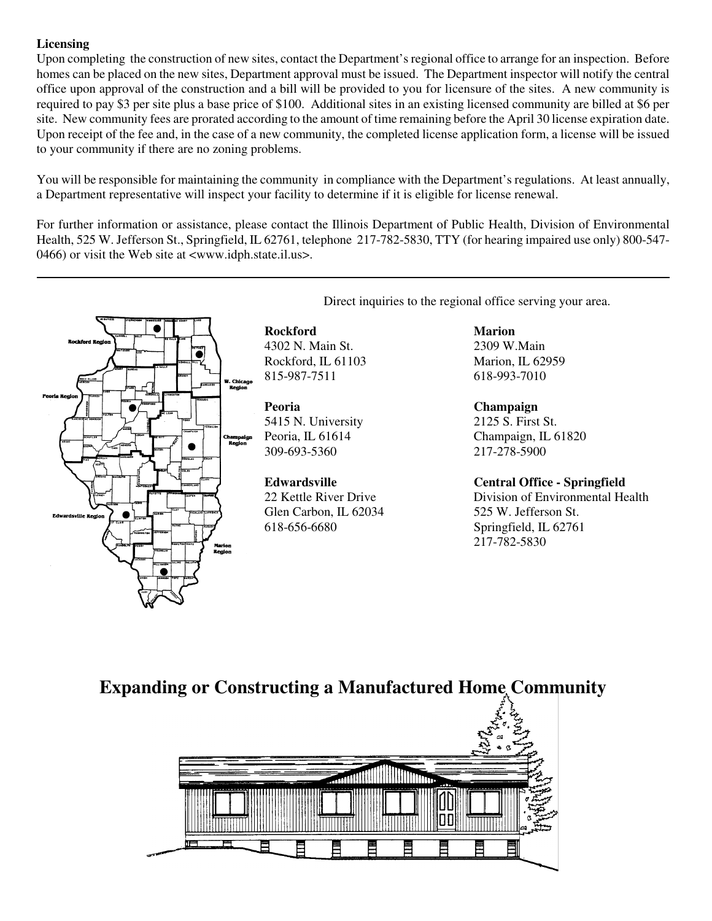**Licensing**

Upon completing the construction of new sites, contact the Department's regional office to arrange for an inspection. Before homes can be placed on the new sites, Department approval must be issued. The Department inspector will notify the central office upon approval of the construction and a bill will be provided to you for licensure of the sites. A new community is required to pay $3 per site plus a base price of $100. Additional sites in an existing licensed community are billed at $6 per site. New community fees are prorated according to the amount of time remaining before the April 30 license expiration date. Upon receipt of the fee and, in the case of a new community, the completed license application form, a license will be issued to your community if there are no zoning problems.

You will be responsible for maintaining the community in compliance with the Department's regulations. At least annually, a Department representative will inspect your facility to determine if it is eligible for license renewal.

For further information or assistance, please contact the Illinois Department of Public Health, Division of Environmental Health, 525 W. Jefferson St., Springfield, IL 62761, telephone 217-782-5830, TTY (for hearing impaired use only) 800-547-0466) or visit the Web site at <www.idph.state.il.us>.

---

Direct inquiries to the regional office serving your area.

**Rockford**
4302 N. Main St.
Rockford, IL 61103
815-987-7511

**Peoria**
5415 N. University
Peoria, IL 61614
309-693-5360

**Edwardsville**
22 Kettle River Drive
Glen Carbon, IL 62034
618-656-6680

**Marion**
2309 W.Main
Marion, IL 62959
618-993-7010

**Champaign**
2125 S. First St.
Champaign, IL 61820
217-278-5900

**Central Office - Springfield**
Division of Environmental Health
525 W. Jefferson St.
Springfield, IL 62761
217-782-5830

# Expanding or Constructing a Manufactured Home Community